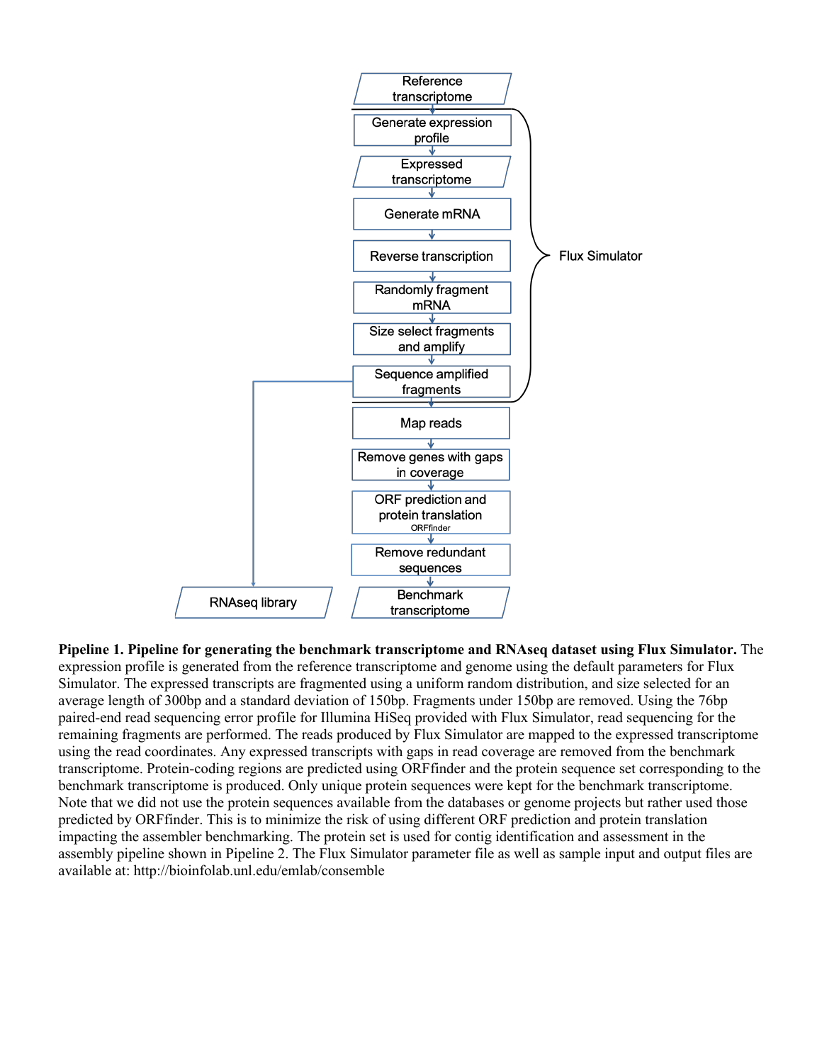**Pipeline 1. Pipeline for generating the benchmark transcriptome and RNAseq dataset using Flux Simulator.** The expression profile is generated from the reference transcriptome and genome using the default parameters for Flux Simulator. The expressed transcripts are fragmented using a uniform random distribution, and size selected for an average length of 300bp and a standard deviation of 150bp. Fragments under 150bp are removed. Using the 76bp paired-end read sequencing error profile for Illumina HiSeq provided with Flux Simulator, read sequencing for the remaining fragments are performed. The reads produced by Flux Simulator are mapped to the expressed transcriptome using the read coordinates. Any expressed transcripts with gaps in read coverage are removed from the benchmark transcriptome. Protein-coding regions are predicted using ORFfinder and the protein sequence set corresponding to the benchmark transcriptome is produced. Only unique protein sequences were kept for the benchmark transcriptome. Note that we did not use the protein sequences available from the databases or genome projects but rather used those predicted by ORFfinder. This is to minimize the risk of using different ORF prediction and protein translation impacting the assembler benchmarking. The protein set is used for contig identification and assessment in the assembly pipeline shown in Pipeline 2. The Flux Simulator parameter file as well as sample input and output files are available at: http://bioinfolab.unl.edu/emlab/consemble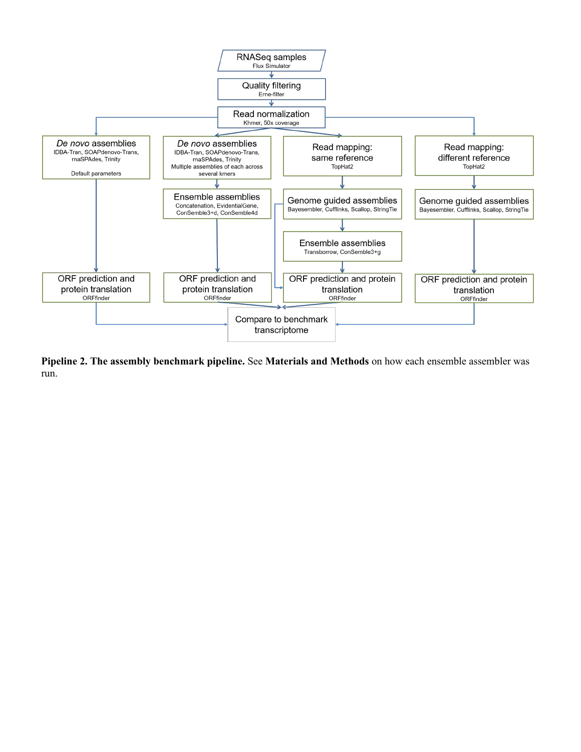RNASeq samples
Flux Simulator

Quality filtering
Erne-filter

Read normalization
Khmer, 50x coverage

*De novo* assemblies
IDBA-Tran, SOAPdenovo-Trans, rnaSPAdes, Trinity

Default parameters

*De novo* assemblies
IDBA-Tran, SOAPdenovo-Trans, rnaSPAdes, Trinity
Multiple assemblies of each across several kmers

Read mapping: same reference
TopHat2

Read mapping: different reference
TopHat2

Ensemble assemblies
Concatenation, EvidentialGene, ConSemble3+d, ConSemble4d

Genome guided assemblies
Bayesembler, Cufflinks, Scallop, StringTie

Genome guided assemblies
Bayesembler, Cufflinks, Scallop, StringTie

Ensemble assemblies
Transborrow, ConSemble3+g

ORF prediction and protein translation
ORFfinder

ORF prediction and protein translation
ORFfinder

ORF prediction and protein translation
ORFfinder

ORF prediction and protein translation
ORFfinder

Compare to benchmark transcriptome

**Pipeline 2. The assembly benchmark pipeline.** See **Materials and Methods** on how each ensemble assembler was run.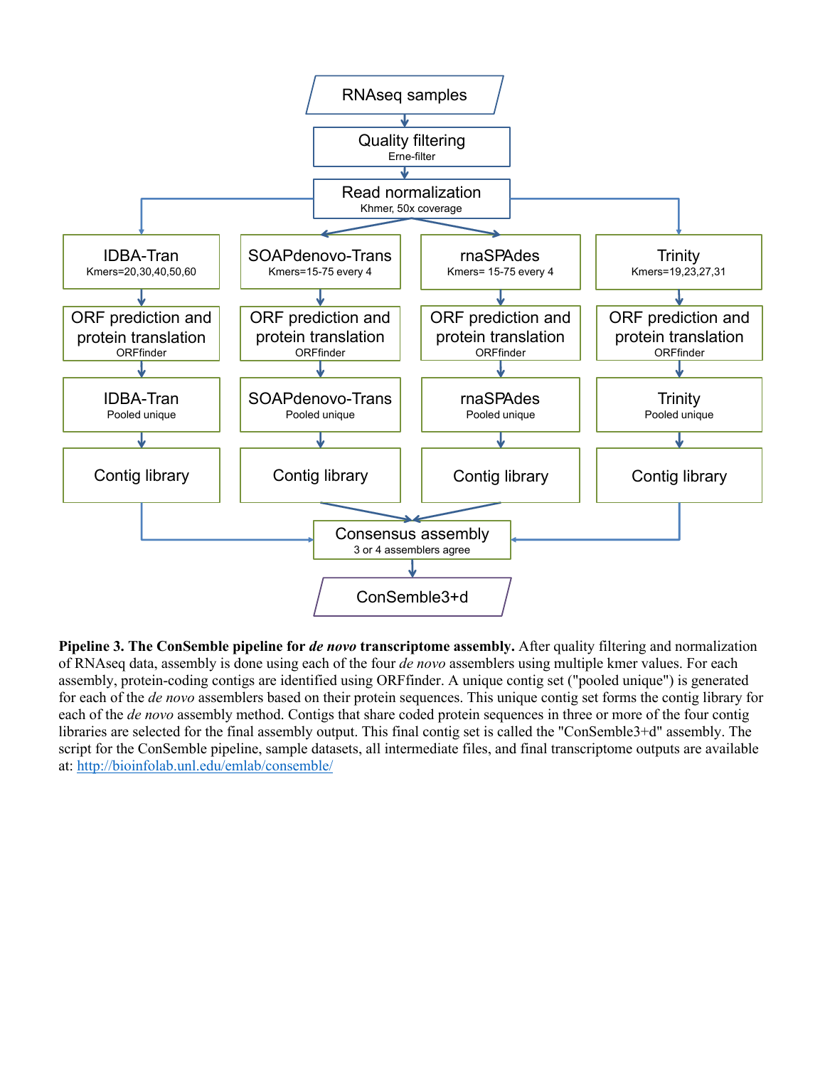RNAseq samples

Quality filtering
Erne-filter

Read normalization
Khmer, 50x coverage

| IDBA-Tran | SOAPdenovo-Trans | rnaSPAdes | Trinity |
|---|---|---|---|
| Kmers=20,30,40,50,60 | Kmers=15-75 every 4 | Kmers= 15-75 every 4 | Kmers=19,23,27,31 |
| ORF prediction and protein translation ORFfinder | ORF prediction and protein translation ORFfinder | ORF prediction and protein translation ORFfinder | ORF prediction and protein translation ORFfinder |
| IDBA-Tran Pooled unique | SOAPdenovo-Trans Pooled unique | rnaSPAdes Pooled unique | Trinity Pooled unique |
| Contig library | Contig library | Contig library | Contig library |

Consensus assembly
3 or 4 assemblers agree

ConSemble3+d

**Pipeline 3. The ConSemble pipeline for *de novo* transcriptome assembly.** After quality filtering and normalization of RNAseq data, assembly is done using each of the four *de novo* assemblers using multiple kmer values. For each assembly, protein-coding contigs are identified using ORFfinder. A unique contig set ("pooled unique") is generated for each of the *de novo* assemblers based on their protein sequences. This unique contig set forms the contig library for each of the *de novo* assembly method. Contigs that share coded protein sequences in three or more of the four contig libraries are selected for the final assembly output. This final contig set is called the "ConSemble3+d" assembly. The script for the ConSemble pipeline, sample datasets, all intermediate files, and final transcriptome outputs are available at: http://bioinfolab.unl.edu/emlab/consemble/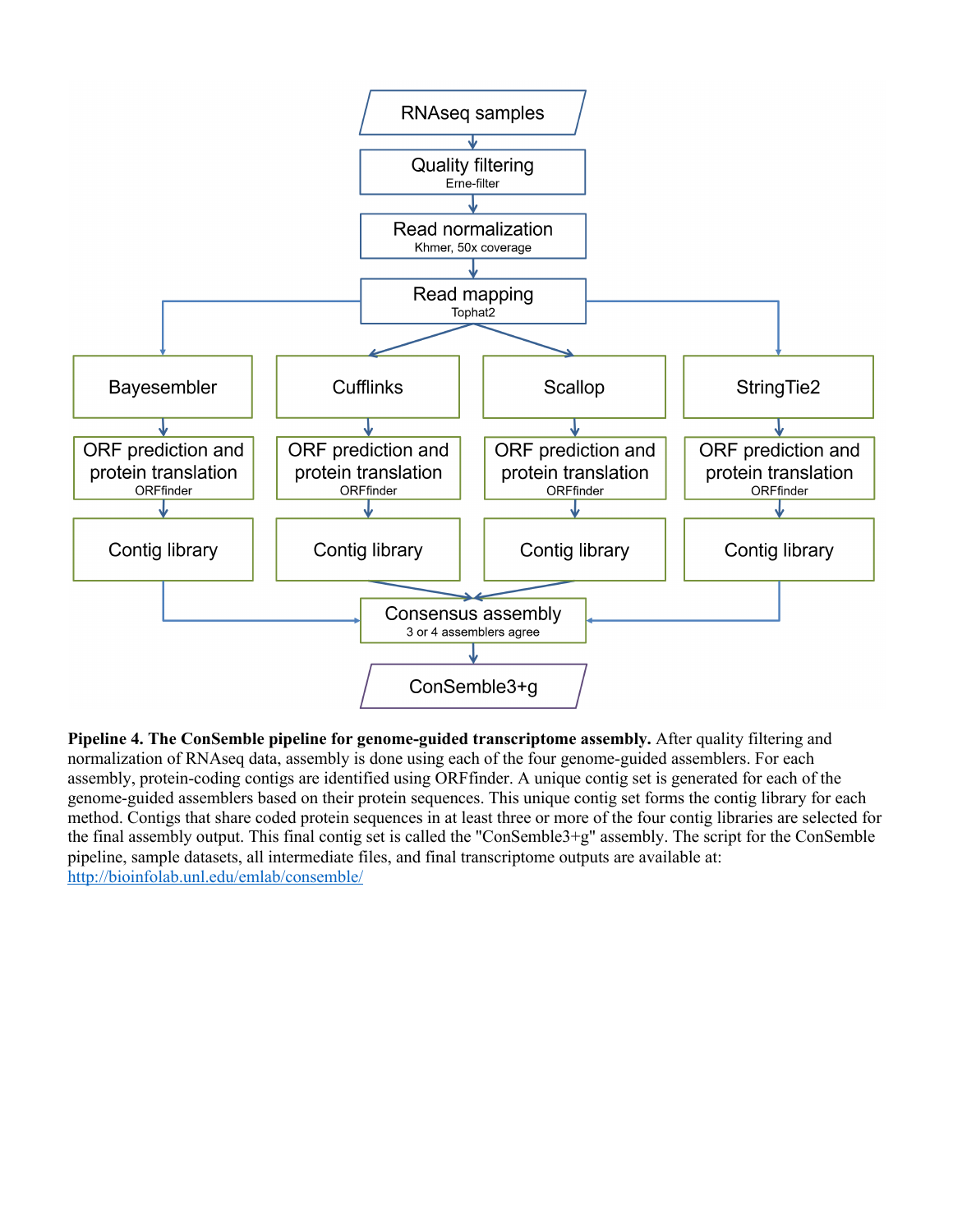RNAseq samples

Quality filtering
Erne-filter

Read normalization
Khmer, 50x coverage

Read mapping
Tophat2

Bayesembler

Cufflinks

Scallop

StringTie2

ORF prediction and protein translation
ORFfinder

ORF prediction and protein translation
ORFfinder

ORF prediction and protein translation
ORFfinder

ORF prediction and protein translation
ORFfinder

Contig library

Contig library

Contig library

Contig library

Consensus assembly
3 or 4 assemblers agree

ConSemble3+g

**Pipeline 4. The ConSemble pipeline for genome-guided transcriptome assembly.** After quality filtering and normalization of RNAseq data, assembly is done using each of the four genome-guided assemblers. For each assembly, protein-coding contigs are identified using ORFfinder. A unique contig set is generated for each of the genome-guided assemblers based on their protein sequences. This unique contig set forms the contig library for each method. Contigs that share coded protein sequences in at least three or more of the four contig libraries are selected for the final assembly output. This final contig set is called the "ConSemble3+g" assembly. The script for the ConSemble pipeline, sample datasets, all intermediate files, and final transcriptome outputs are available at: http://bioinfolab.unl.edu/emlab/consemble/